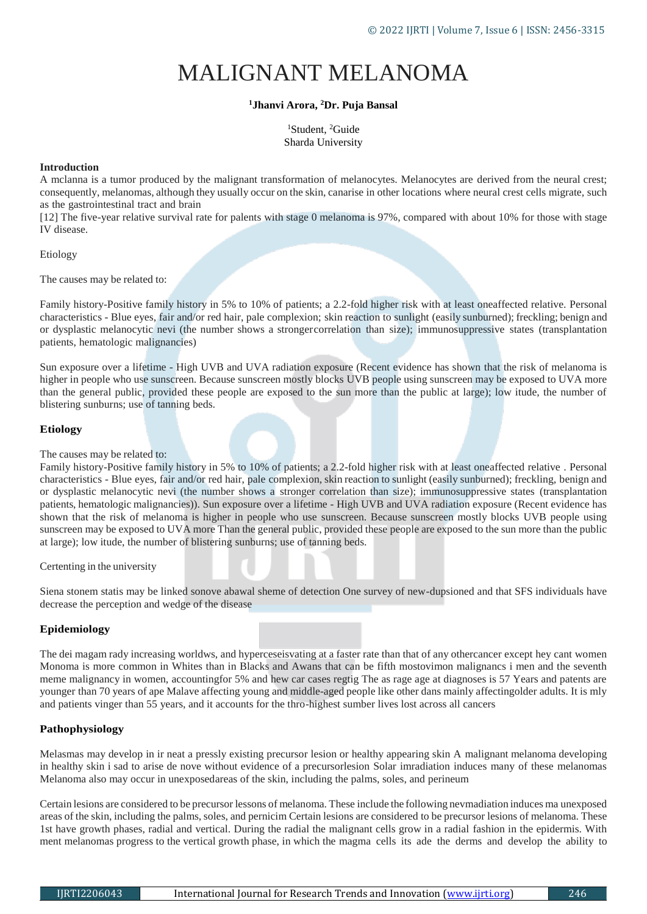# MALIGNANT MELANOMA

**[1]Jhanvi Arora, [2]Dr. Puja Bansal**

[1]Student, [2]Guide
Sharda University

**Introduction**

A mclanna is a tumor produced by the malignant transformation of melanocytes. Melanocytes are derived from the neural crest; consequently, melanomas, although they usually occur on the skin, canarise in other locations where neural crest cells migrate, such as the gastrointestinal tract and brain

[12] The five-year relative survival rate for palents with stage 0 melanoma is 97%, compared with about 10% for those with stage IV disease.

Etiology

The causes may be related to:

Family history-Positive family history in 5% to 10% of patients; a 2.2-fold higher risk with at least oneaffected relative. Personal characteristics - Blue eyes, fair and/or red hair, pale complexion; skin reaction to sunlight (easily sunburned); freckling; benign and or dysplastic melanocytic nevi (the number shows a strongercorrelation than size); immunosuppressive states (transplantation patients, hematologic malignancies)

Sun exposure over a lifetime - High UVB and UVA radiation exposure (Recent evidence has shown that the risk of melanoma is higher in people who use sunscreen. Because sunscreen mostly blocks UVB people using sunscreen may be exposed to UVA more than the general public, provided these people are exposed to the sun more than the public at large); low itude, the number of blistering sunburns; use of tanning beds.

**Etiology**

The causes may be related to:
Family history-Positive family history in 5% to 10% of patients; a 2.2-fold higher risk with at least oneaffected relative . Personal characteristics - Blue eyes, fair and/or red hair, pale complexion, skin reaction to sunlight (easily sunburned); freckling, benign and or dysplastic melanocytic nevi (the number shows a stronger correlation than size); immunosuppressive states (transplantation patients, hematologic malignancies)). Sun exposure over a lifetime - High UVB and UVA radiation exposure (Recent evidence has shown that the risk of melanoma is higher in people who use sunscreen. Because sunscreen mostly blocks UVB people using sunscreen may be exposed to UVA more Than the general public, provided these people are exposed to the sun more than the public at large); low itude, the number of blistering sunburns; use of tanning beds.

Certenting in the university

Siena stonem statis may be linked sonove abawal sheme of detection One survey of new-dupsioned and that SFS individuals have decrease the perception and wedge of the disease

**Epidemiology**

The dei magam rady increasing worldws, and hyperceseisvating at a faster rate than that of any othercancer except hey cant women Monoma is more common in Whites than in Blacks and Awans that can be fifth mostovimon malignancs i men and the seventh meme malignancy in women, accountingfor 5% and hew car cases regtig The as rage age at diagnoses is 57 Years and patents are younger than 70 years of ape Malave affecting young and middle-aged people like other dans mainly affectingolder adults. It is mly and patients vinger than 55 years, and it accounts for the thro-highest sumber lives lost across all cancers

**Pathophysiology**

Melasmas may develop in ir neat a pressly existing precursor lesion or healthy appearing skin A malignant melanoma developing in healthy skin i sad to arise de nove without evidence of a precursorlesion Solar imradiation induces many of these melanomas Melanoma also may occur in unexposedareas of the skin, including the palms, soles, and perineum

Certain lesions are considered to be precursor lessons of melanoma. These include the following nevmadiation induces ma unexposed areas of the skin, including the palms, soles, and pernicim Certain lesions are considered to be precursor lesions of melanoma. These 1st have growth phases, radial and vertical. During the radial the malignant cells grow in a radial fashion in the epidermis. With ment melanomas progress to the vertical growth phase, in which the magma cells its ade the derms and develop the ability to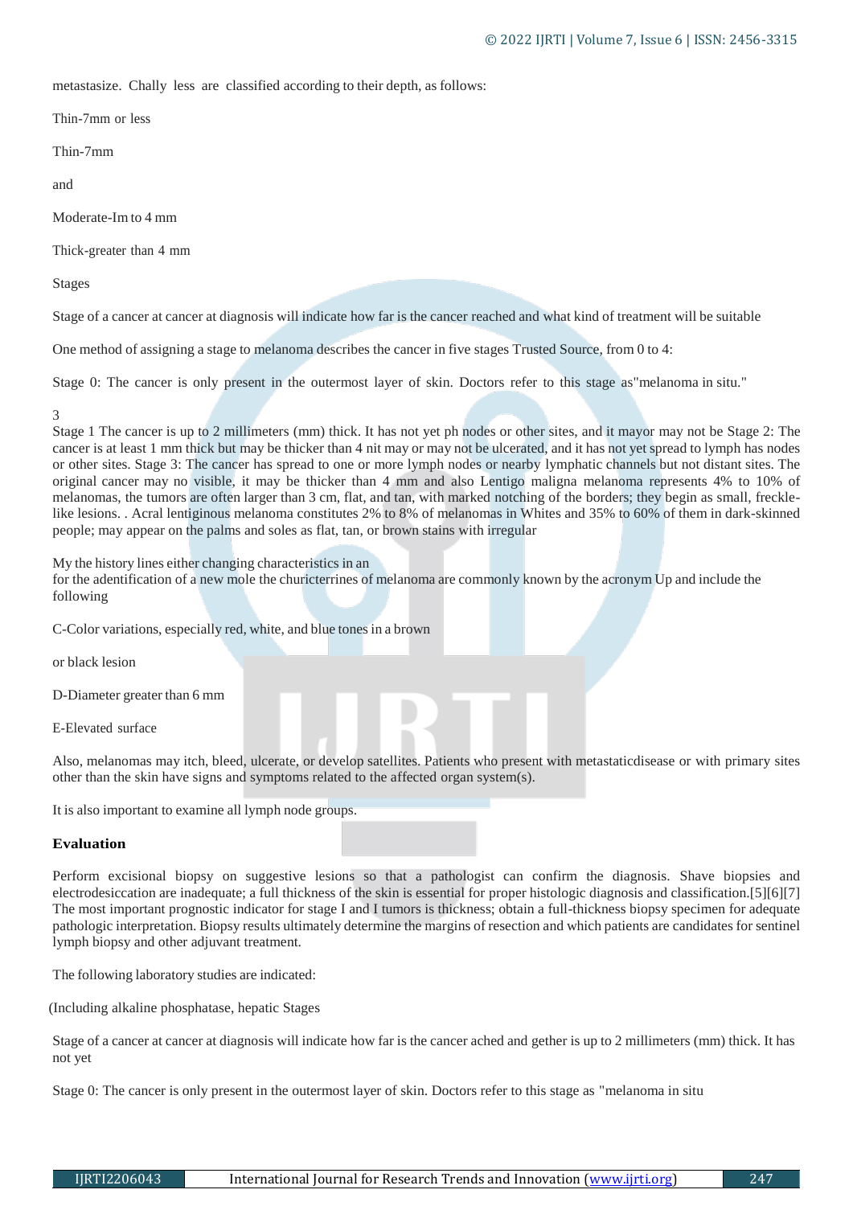metastasize. Chally less are classified according to their depth, as follows:

Thin-7mm or less

Thin-7mm

and

Moderate-Im to 4 mm

Thick-greater than 4 mm

Stages

Stage of a cancer at cancer at diagnosis will indicate how far is the cancer reached and what kind of treatment will be suitable

One method of assigning a stage to melanoma describes the cancer in five stages Trusted Source, from 0 to 4:

Stage 0: The cancer is only present in the outermost layer of skin. Doctors refer to this stage as"melanoma in situ."

3

Stage 1 The cancer is up to 2 millimeters (mm) thick. It has not yet ph nodes or other sites, and it mayor may not be Stage 2: The cancer is at least 1 mm thick but may be thicker than 4 nit may or may not be ulcerated, and it has not yet spread to lymph has nodes or other sites. Stage 3: The cancer has spread to one or more lymph nodes or nearby lymphatic channels but not distant sites. The original cancer may no visible, it may be thicker than 4 mm and also Lentigo maligna melanoma represents 4% to 10% of melanomas, the tumors are often larger than 3 cm, flat, and tan, with marked notching of the borders; they begin as small, freckle-like lesions. . Acral lentiginous melanoma constitutes 2% to 8% of melanomas in Whites and 35% to 60% of them in dark-skinned people; may appear on the palms and soles as flat, tan, or brown stains with irregular

My the history lines either changing characteristics in an
for the adentification of a new mole the churicterrines of melanoma are commonly known by the acronym Up and include the following

C-Color variations, especially red, white, and blue tones in a brown

or black lesion

D-Diameter greater than 6 mm

E-Elevated surface

Also, melanomas may itch, bleed, ulcerate, or develop satellites. Patients who present with metastaticdisease or with primary sites other than the skin have signs and symptoms related to the affected organ system(s).

It is also important to examine all lymph node groups.

**Evaluation**

Perform excisional biopsy on suggestive lesions so that a pathologist can confirm the diagnosis. Shave biopsies and electrodesiccation are inadequate; a full thickness of the skin is essential for proper histologic diagnosis and classification.[5][6][7] The most important prognostic indicator for stage I and I tumors is thickness; obtain a full-thickness biopsy specimen for adequate pathologic interpretation. Biopsy results ultimately determine the margins of resection and which patients are candidates for sentinel lymph biopsy and other adjuvant treatment.

The following laboratory studies are indicated:

(Including alkaline phosphatase, hepatic Stages

Stage of a cancer at cancer at diagnosis will indicate how far is the cancer ached and gether is up to 2 millimeters (mm) thick. It has not yet

Stage 0: The cancer is only present in the outermost layer of skin. Doctors refer to this stage as "melanoma in situ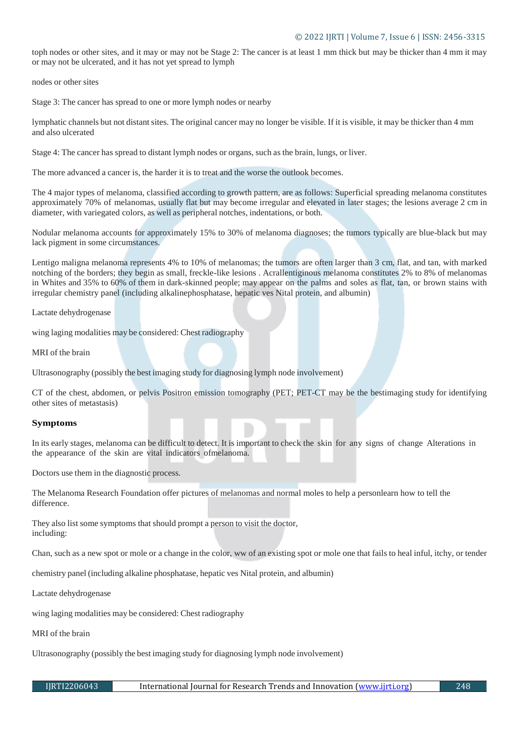toph nodes or other sites, and it may or may not be Stage 2: The cancer is at least 1 mm thick but may be thicker than 4 mm it may or may not be ulcerated, and it has not yet spread to lymph

nodes or other sites

Stage 3: The cancer has spread to one or more lymph nodes or nearby

lymphatic channels but not distant sites. The original cancer may no longer be visible. If it is visible, it may be thicker than 4 mm and also ulcerated

Stage 4: The cancer has spread to distant lymph nodes or organs, such as the brain, lungs, or liver.

The more advanced a cancer is, the harder it is to treat and the worse the outlook becomes.

The 4 major types of melanoma, classified according to growth pattern, are as follows: Superficial spreading melanoma constitutes approximately 70% of melanomas, usually flat but may become irregular and elevated in later stages; the lesions average 2 cm in diameter, with variegated colors, as well as peripheral notches, indentations, or both.

Nodular melanoma accounts for approximately 15% to 30% of melanoma diagnoses; the tumors typically are blue-black but may lack pigment in some circumstances.

Lentigo maligna melanoma represents 4% to 10% of melanomas; the tumors are often larger than 3 cm, flat, and tan, with marked notching of the borders; they begin as small, freckle-like lesions . Acrallentiginous melanoma constitutes 2% to 8% of melanomas in Whites and 35% to 60% of them in dark-skinned people; may appear on the palms and soles as flat, tan, or brown stains with irregular chemistry panel (including alkalinephosphatase, hepatic ves Nital protein, and albumin)

Lactate dehydrogenase

wing laging modalities may be considered: Chest radiography

MRI of the brain

Ultrasonography (possibly the best imaging study for diagnosing lymph node involvement)

CT of the chest, abdomen, or pelvis Positron emission tomography (PET; PET-CT may be the bestimaging study for identifying other sites of metastasis)

**Symptoms**

In its early stages, melanoma can be difficult to detect. It is important to check the skin for any signs of change Alterations in the appearance of the skin are vital indicators ofmelanoma.

Doctors use them in the diagnostic process.

The Melanoma Research Foundation offer pictures of melanomas and normal moles to help a personlearn how to tell the difference.

They also list some symptoms that should prompt a person to visit the doctor, including:

Chan, such as a new spot or mole or a change in the color, ww of an existing spot or mole one that fails to heal inful, itchy, or tender

chemistry panel (including alkaline phosphatase, hepatic ves Nital protein, and albumin)

Lactate dehydrogenase

wing laging modalities may be considered: Chest radiography

MRI of the brain

Ultrasonography (possibly the best imaging study for diagnosing lymph node involvement)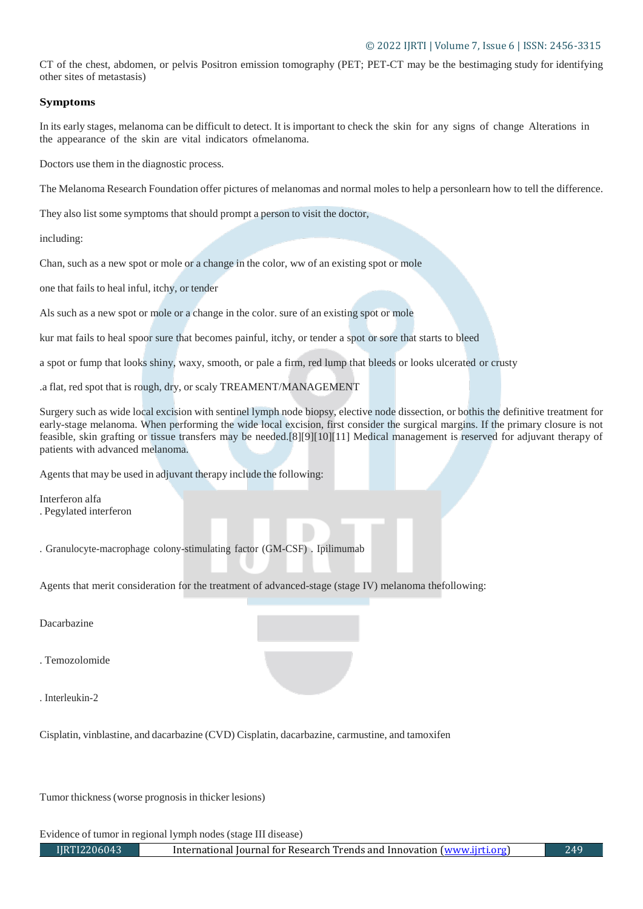CT of the chest, abdomen, or pelvis Positron emission tomography (PET; PET-CT may be the bestimaging study for identifying other sites of metastasis)

## Symptoms

In its early stages, melanoma can be difficult to detect. It is important to check the skin for any signs of change Alterations in the appearance of the skin are vital indicators ofmelanoma.

Doctors use them in the diagnostic process.

The Melanoma Research Foundation offer pictures of melanomas and normal moles to help a personlearn how to tell the difference.

They also list some symptoms that should prompt a person to visit the doctor,

including:

Chan, such as a new spot or mole or a change in the color, ww of an existing spot or mole

one that fails to heal inful, itchy, or tender

Als such as a new spot or mole or a change in the color. sure of an existing spot or mole

kur mat fails to heal spoor sure that becomes painful, itchy, or tender a spot or sore that starts to bleed

a spot or fump that looks shiny, waxy, smooth, or pale a firm, red lump that bleeds or looks ulcerated or crusty

.a flat, red spot that is rough, dry, or scaly TREAMENT/MANAGEMENT

Surgery such as wide local excision with sentinel lymph node biopsy, elective node dissection, or bothis the definitive treatment for early-stage melanoma. When performing the wide local excision, first consider the surgical margins. If the primary closure is not feasible, skin grafting or tissue transfers may be needed.[8][9][10][11] Medical management is reserved for adjuvant therapy of patients with advanced melanoma.

Agents that may be used in adjuvant therapy include the following:

Interferon alfa
. Pegylated interferon

. Granulocyte-macrophage colony-stimulating factor (GM-CSF) . Ipilimumab

Agents that merit consideration for the treatment of advanced-stage (stage IV) melanoma thefollowing:

Dacarbazine

. Temozolomide

. Interleukin-2

Cisplatin, vinblastine, and dacarbazine (CVD) Cisplatin, dacarbazine, carmustine, and tamoxifen

Tumor thickness (worse prognosis in thicker lesions)

Evidence of tumor in regional lymph nodes (stage III disease)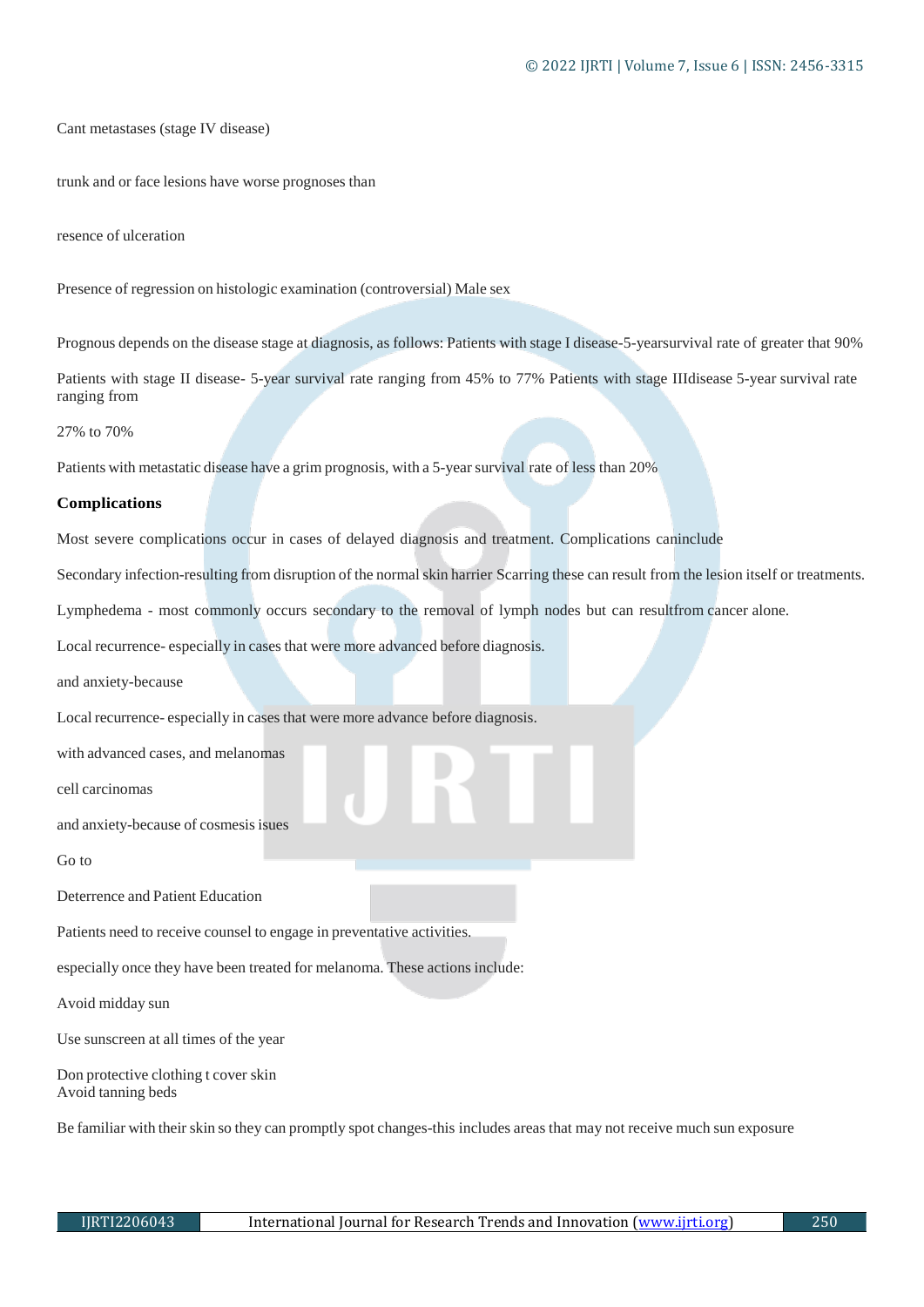Cant metastases (stage IV disease)

trunk and or face lesions have worse prognoses than

resence of ulceration

Presence of regression on histologic examination (controversial) Male sex

Prognous depends on the disease stage at diagnosis, as follows: Patients with stage I disease-5-yearsurvival rate of greater that 90%

Patients with stage II disease- 5-year survival rate ranging from 45% to 77% Patients with stage IIIdisease 5-year survival rate ranging from

27% to 70%

Patients with metastatic disease have a grim prognosis, with a 5-year survival rate of less than 20%

**Complications**

Most severe complications occur in cases of delayed diagnosis and treatment. Complications caninclude

Secondary infection-resulting from disruption of the normal skin harrier Scarring these can result from the lesion itself or treatments.

Lymphedema - most commonly occurs secondary to the removal of lymph nodes but can resultfrom cancer alone.

Local recurrence- especially in cases that were more advanced before diagnosis.

and anxiety-because

Local recurrence- especially in cases that were more advance before diagnosis.

with advanced cases, and melanomas

cell carcinomas

and anxiety-because of cosmesis isues

Go to

Deterrence and Patient Education

Patients need to receive counsel to engage in preventative activities.

especially once they have been treated for melanoma. These actions include:

Avoid midday sun

Use sunscreen at all times of the year

Don protective clothing t cover skin
Avoid tanning beds

Be familiar with their skin so they can promptly spot changes-this includes areas that may not receive much sun exposure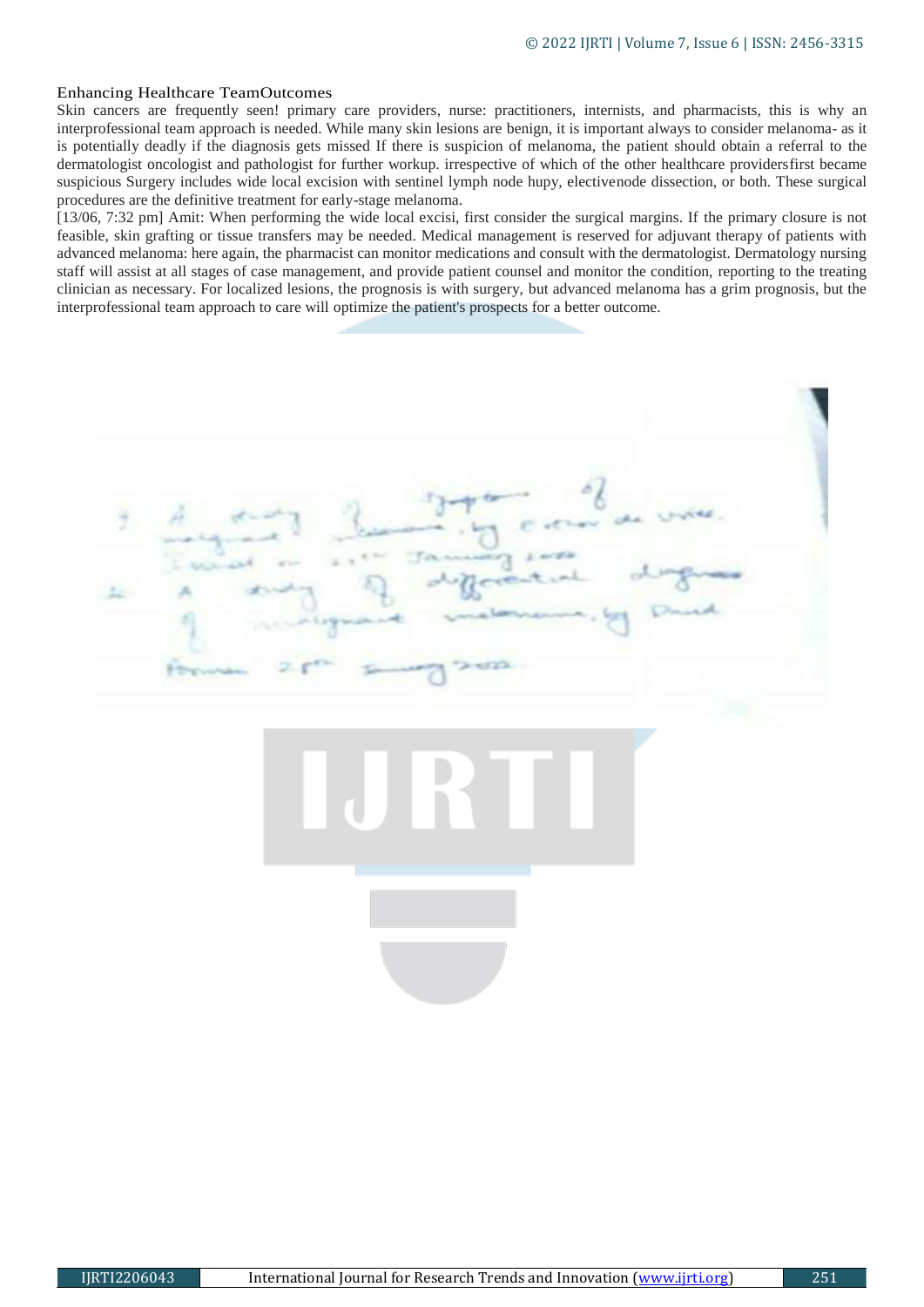## Enhancing Healthcare TeamOutcomes

Skin cancers are frequently seen! primary care providers, nurse: practitioners, internists, and pharmacists, this is why an interprofessional team approach is needed. While many skin lesions are benign, it is important always to consider melanoma- as it is potentially deadly if the diagnosis gets missed If there is suspicion of melanoma, the patient should obtain a referral to the dermatologist oncologist and pathologist for further workup. irrespective of which of the other healthcare providersfirst became suspicious Surgery includes wide local excision with sentinel lymph node hupy, electivenode dissection, or both. These surgical procedures are the definitive treatment for early-stage melanoma.

[13/06, 7:32 pm] Amit: When performing the wide local excisi, first consider the surgical margins. If the primary closure is not feasible, skin grafting or tissue transfers may be needed. Medical management is reserved for adjuvant therapy of patients with advanced melanoma: here again, the pharmacist can monitor medications and consult with the dermatologist. Dermatology nursing staff will assist at all stages of case management, and provide patient counsel and monitor the condition, reporting to the treating clinician as necessary. For localized lesions, the prognosis is with surgery, but advanced melanoma has a grim prognosis, but the interprofessional team approach to care will optimize the patient's prospects for a better outcome.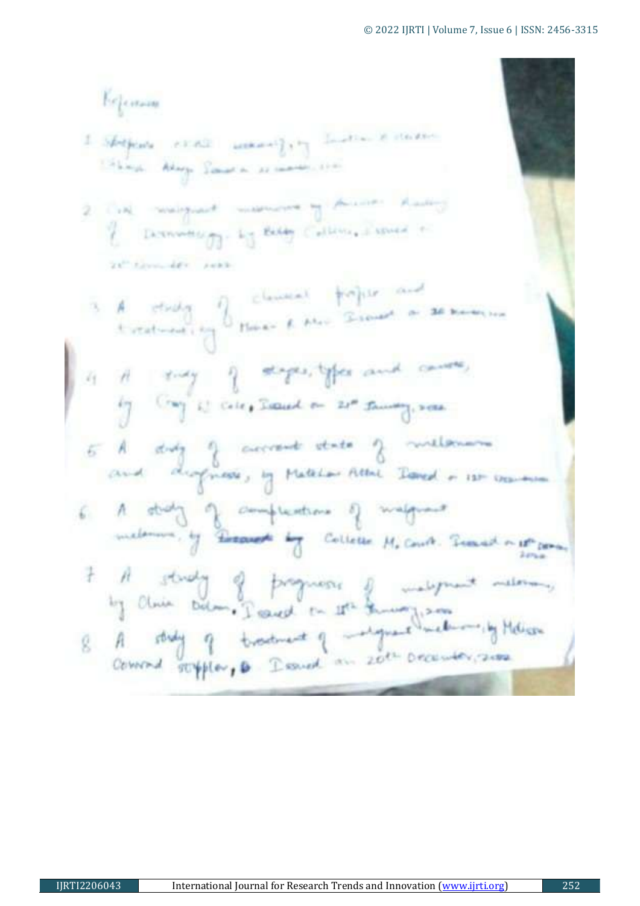References

1. Wikipedia ... melanoma, by Justin R ... Alaya ... Issued on ...
2. Oral malignant melanoma by American Academy of Dermatology, by Betty Collins, Issued on 21st November 2022
3. A study of clinical profile and treatment, by Maria & Alex Issued on 28 March ...
4. A study of stages, types and causes, by Cory W Cole, Issued on 21st January, 2022
5. A study of current state of melanoma and diagnosis, by Matthew Attal Issued on 13th December
6. A study of complications of malignant melanoma, by ~~Research by~~ Collette M. Court. Issued on 18th December 2020
7. A study of prognosis of malignant melanoma, by Olivia Dolan, Issued on 11th January, 2020
8. A study of treatment of malignant melanoma, by Melissa Conrad Stoppler, Issued on 20th December, 2022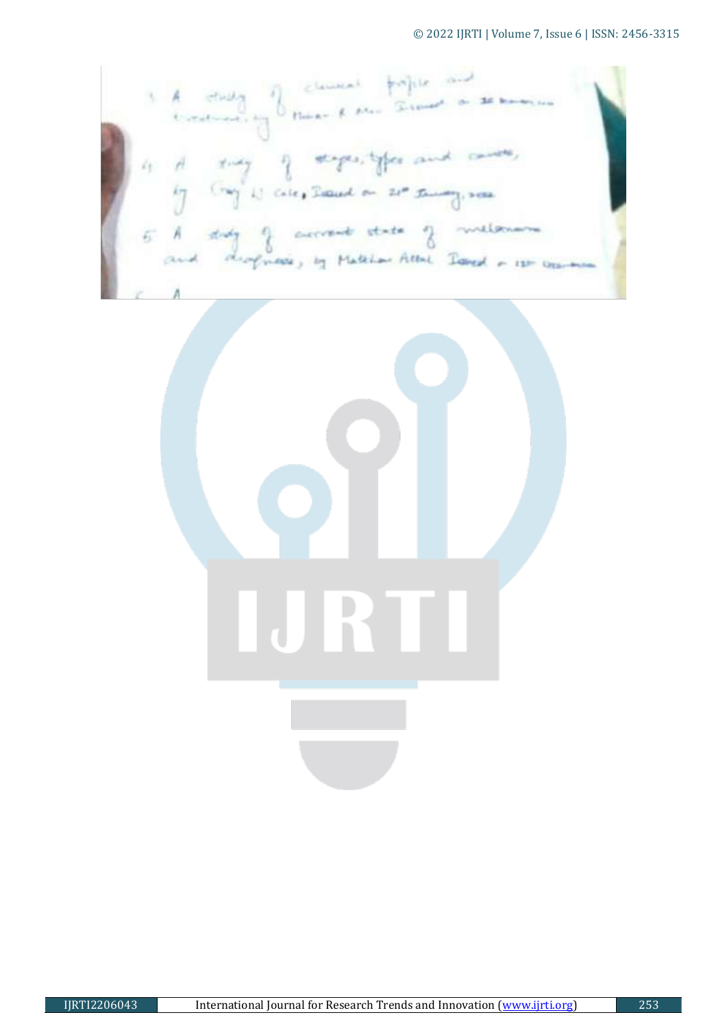3. A study of clinical profile and treatment, by Mohan R Mn Issued on 30 ...

4. A study of stages, types and causes, by Gray W Cole, Issued on 21st January, 2022

5. A study of current state of melanoma and deafness, by Matthew Attal Issued on 12th December

6. A